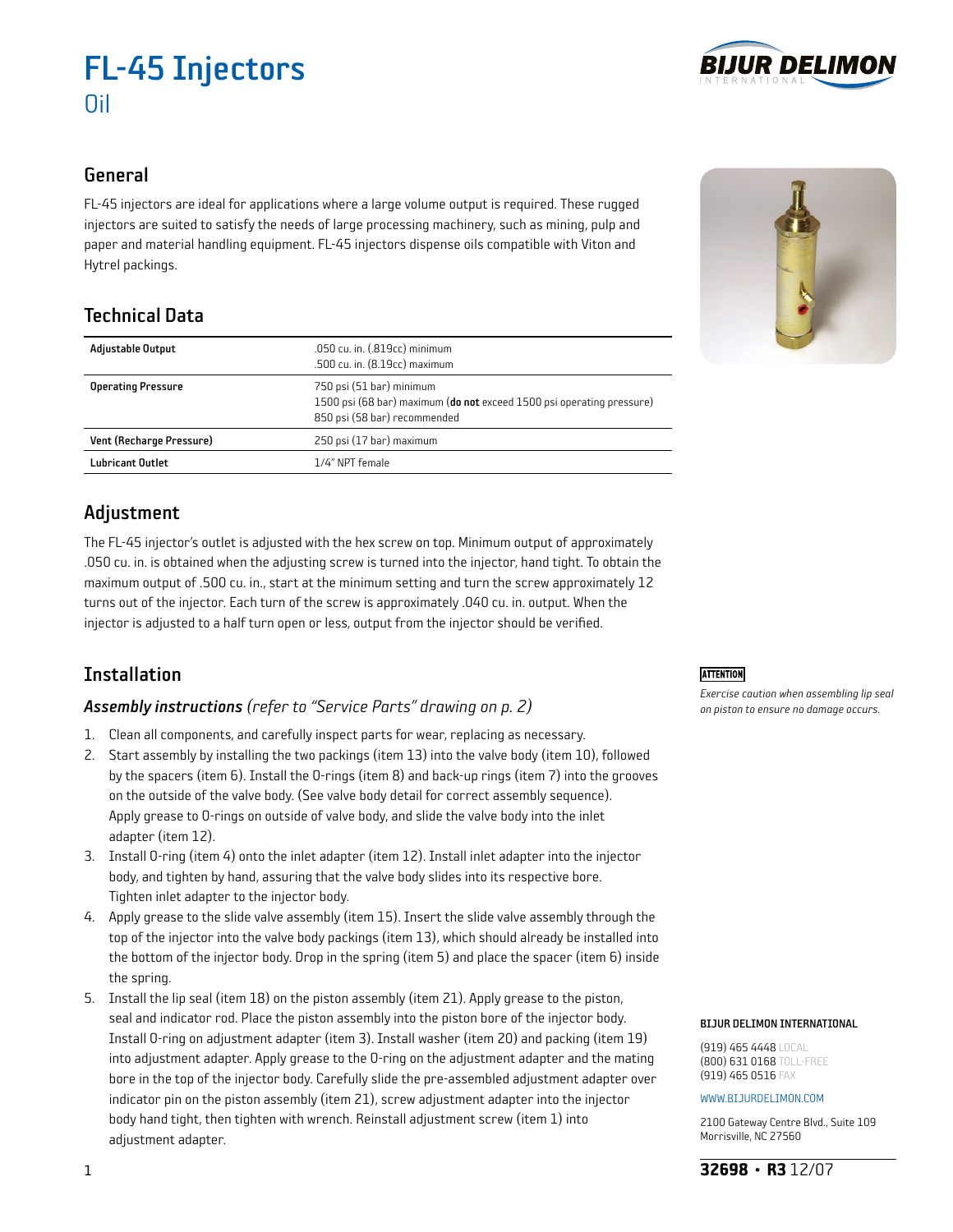# FL-45 Injectors

Oil

## General

FL-45 injectors are ideal for applications where a large volume output is required. These rugged injectors are suited to satisfy the needs of large processing machinery, such as mining, pulp and paper and material handling equipment. FL-45 injectors dispense oils compatible with Viton and Hytrel packings.

## Technical Data

| | |
|---|---|
| **Adjustable Output** | .050 cu. in. (.819cc) minimum<br>.500 cu. in. (8.19cc) maximum |
| **Operating Pressure** | 750 psi (51 bar) minimum<br>1500 psi (68 bar) maximum (**do not** exceed 1500 psi operating pressure)<br>850 psi (58 bar) recommended |
| **Vent (Recharge Pressure)** | 250 psi (17 bar) maximum |
| **Lubricant Outlet** | 1/4" NPT female |

## Adjustment

The FL-45 injector's outlet is adjusted with the hex screw on top. Minimum output of approximately .050 cu. in. is obtained when the adjusting screw is turned into the injector, hand tight. To obtain the maximum output of .500 cu. in., start at the minimum setting and turn the screw approximately 12 turns out of the injector. Each turn of the screw is approximately .040 cu. in. output. When the injector is adjusted to a half turn open or less, output from the injector should be verified.

## Installation

### *Assembly instructions (refer to "Service Parts" drawing on p. 2)*

1. Clean all components, and carefully inspect parts for wear, replacing as necessary.
2. Start assembly by installing the two packings (item 13) into the valve body (item 10), followed by the spacers (item 6). Install the O-rings (item 8) and back-up rings (item 7) into the grooves on the outside of the valve body. (See valve body detail for correct assembly sequence). Apply grease to O-rings on outside of valve body, and slide the valve body into the inlet adapter (item 12).
3. Install O-ring (item 4) onto the inlet adapter (item 12). Install inlet adapter into the injector body, and tighten by hand, assuring that the valve body slides into its respective bore. Tighten inlet adapter to the injector body.
4. Apply grease to the slide valve assembly (item 15). Insert the slide valve assembly through the top of the injector into the valve body packings (item 13), which should already be installed into the bottom of the injector body. Drop in the spring (item 5) and place the spacer (item 6) inside the spring.
5. Install the lip seal (item 18) on the piston assembly (item 21). Apply grease to the piston, seal and indicator rod. Place the piston assembly into the piston bore of the injector body. Install O-ring on adjustment adapter (item 3). Install washer (item 20) and packing (item 19) into adjustment adapter. Apply grease to the O-ring on the adjustment adapter and the mating bore in the top of the injector body. Carefully slide the pre-assembled adjustment adapter over indicator pin on the piston assembly (item 21), screw adjustment adapter into the injector body hand tight, then tighten with wrench. Reinstall adjustment screw (item 1) into adjustment adapter.

**ATTENTION**

*Exercise caution when assembling lip seal on piston to ensure no damage occurs.*

**BIJUR DELIMON INTERNATIONAL**

(919) 465 4448 LOCAL
(800) 631 0168 TOLL-FREE
(919) 465 0516 FAX

WWW.BIJURDELIMON.COM

2100 Gateway Centre Blvd., Suite 109
Morrisville, NC 27560

**32698 • R3** 12/07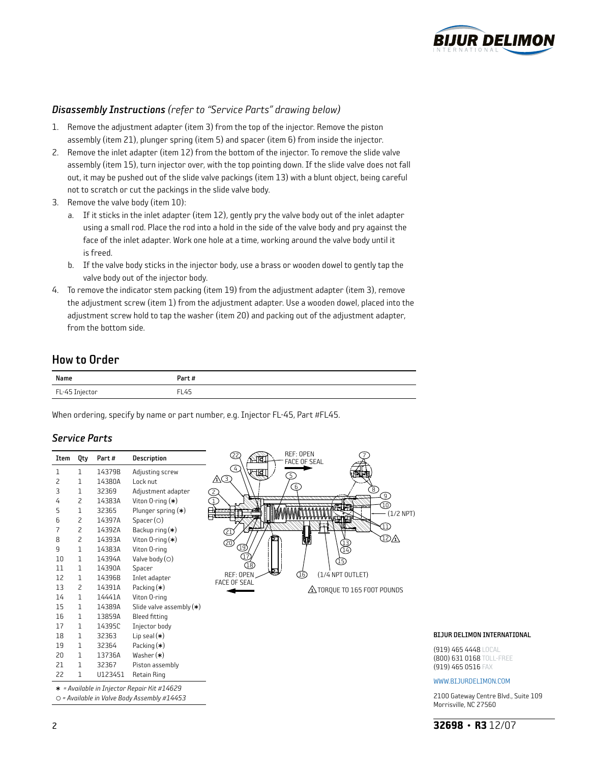### *Disassembly Instructions* *(refer to "Service Parts" drawing below)*

1. Remove the adjustment adapter (item 3) from the top of the injector. Remove the piston assembly (item 21), plunger spring (item 5) and spacer (item 6) from inside the injector.
2. Remove the inlet adapter (item 12) from the bottom of the injector. To remove the slide valve assembly (item 15), turn injector over, with the top pointing down. If the slide valve does not fall out, it may be pushed out of the slide valve packings (item 13) with a blunt object, being careful not to scratch or cut the packings in the slide valve body.
3. Remove the valve body (item 10):
   a. If it sticks in the inlet adapter (item 12), gently pry the valve body out of the inlet adapter using a small rod. Place the rod into a hold in the side of the valve body and pry against the face of the inlet adapter. Work one hole at a time, working around the valve body until it is freed.
   b. If the valve body sticks in the injector body, use a brass or wooden dowel to gently tap the valve body out of the injector body.
4. To remove the indicator stem packing (item 19) from the adjustment adapter (item 3), remove the adjustment screw (item 1) from the adjustment adapter. Use a wooden dowel, placed into the adjustment screw hold to tap the washer (item 20) and packing out of the adjustment adapter, from the bottom side.

## How to Order

| Name | Part # |
|---|---|
| FL-45 Injector | FL45 |

When ordering, specify by name or part number, e.g. Injector FL-45, Part #FL45.

### *Service Parts*

| Item | Qty | Part # | Description |
|---|---|---|---|
| 1 | 1 | 14379B | Adjusting screw |
| 2 | 1 | 14380A | Lock nut |
| 3 | 1 | 32369 | Adjustment adapter |
| 4 | 2 | 14383A | Viton O-ring (∗) |
| 5 | 1 | 32365 | Plunger spring (∗) |
| 6 | 2 | 14397A | Spacer (○) |
| 7 | 2 | 14392A | Backup ring (∗) |
| 8 | 2 | 14393A | Viton O-ring (∗) |
| 9 | 1 | 14383A | Viton O-ring |
| 10 | 1 | 14394A | Valve body (○) |
| 11 | 1 | 14390A | Spacer |
| 12 | 1 | 14396B | Inlet adapter |
| 13 | 2 | 14391A | Packing (∗) |
| 14 | 1 | 14441A | Viton O-ring |
| 15 | 1 | 14389A | Slide valve assembly (∗) |
| 16 | 1 | 13859A | Bleed fitting |
| 17 | 1 | 14395C | Injector body |
| 18 | 1 | 32363 | Lip seal (∗) |
| 19 | 1 | 32364 | Packing (∗) |
| 20 | 1 | 13736A | Washer (∗) |
| 21 | 1 | 32367 | Piston assembly |
| 22 | 1 | U123451 | Retain Ring |

*∗ = Available in Injector Repair Kit #14629*
*○ = Available in Valve Body Assembly #14453*

REF: OPEN FACE OF SEAL
(1/2 NPT)
(1/4 NPT OUTLET)
REF: OPEN FACE OF SEAL
⚠1 TORQUE TO 165 FOOT POUNDS

**BIJUR DELIMON INTERNATIONAL**

(919) 465 4448 LOCAL
(800) 631 0168 TOLL-FREE
(919) 465 0516 FAX

WWW.BIJURDELIMON.COM

2100 Gateway Centre Blvd., Suite 109
Morrisville, NC 27560

**32698 • R3** 12/07